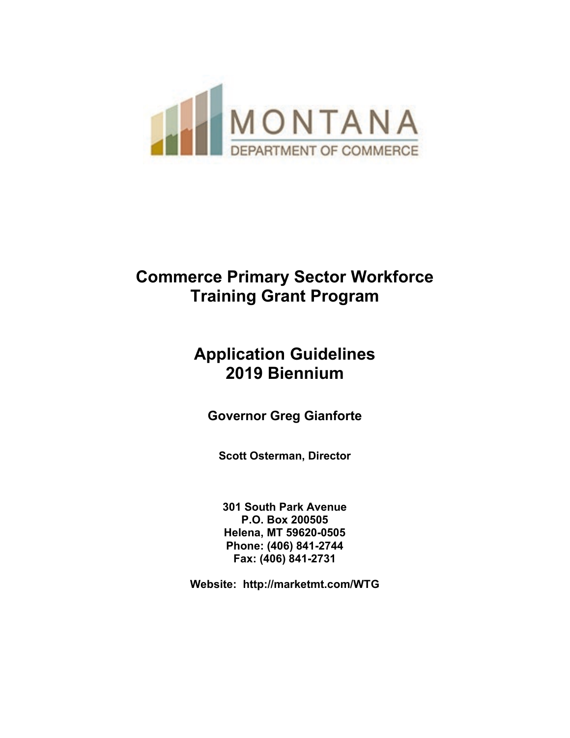MONTANA
DEPARTMENT OF COMMERCE

# Commerce Primary Sector Workforce Training Grant Program

# Application Guidelines 2019 Biennium

**Governor Greg Gianforte**

**Scott Osterman, Director**

**301 South Park Avenue**
**P.O. Box 200505**
**Helena, MT 59620-0505**
**Phone: (406) 841-2744**
**Fax: (406) 841-2731**

**Website: http://marketmt.com/WTG**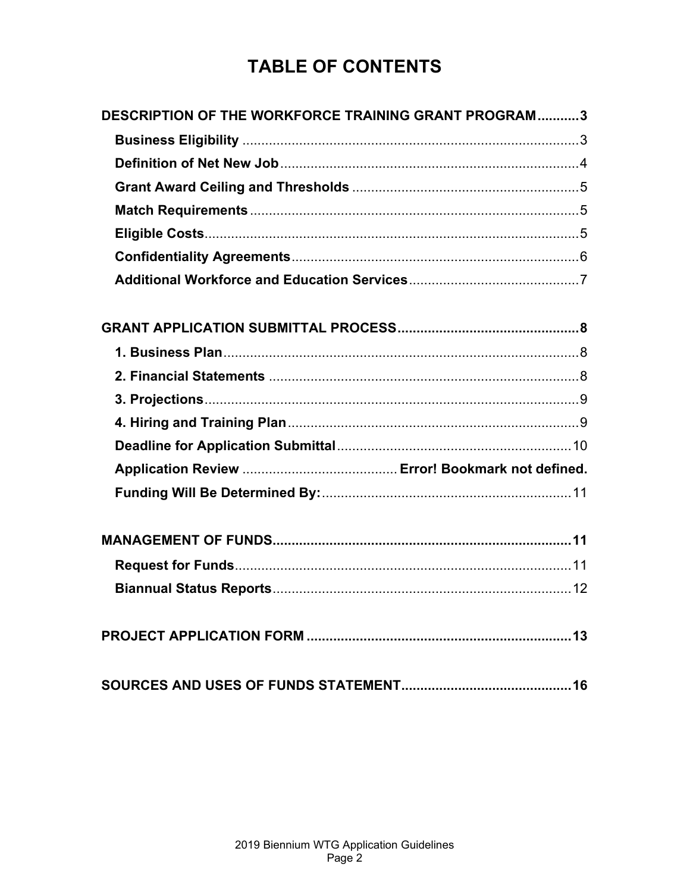# TABLE OF CONTENTS

**DESCRIPTION OF THE WORKFORCE TRAINING GRANT PROGRAM**..........3

- **Business Eligibility** ..........3
- **Definition of Net New Job** ..........4
- **Grant Award Ceiling and Thresholds** ..........5
- **Match Requirements** ..........5
- **Eligible Costs** ..........5
- **Confidentiality Agreements** ..........6
- **Additional Workforce and Education Services** ..........7

**GRANT APPLICATION SUBMITTAL PROCESS**..........8

- **1. Business Plan** ..........8
- **2. Financial Statements** ..........8
- **3. Projections** ..........9
- **4. Hiring and Training Plan** ..........9
- **Deadline for Application Submittal** ..........10
- **Application Review** .......... **Error! Bookmark not defined.**
- **Funding Will Be Determined By:** ..........11

**MANAGEMENT OF FUNDS**..........11

- **Request for Funds** ..........11
- **Biannual Status Reports** ..........12

**PROJECT APPLICATION FORM** ..........13

**SOURCES AND USES OF FUNDS STATEMENT**..........16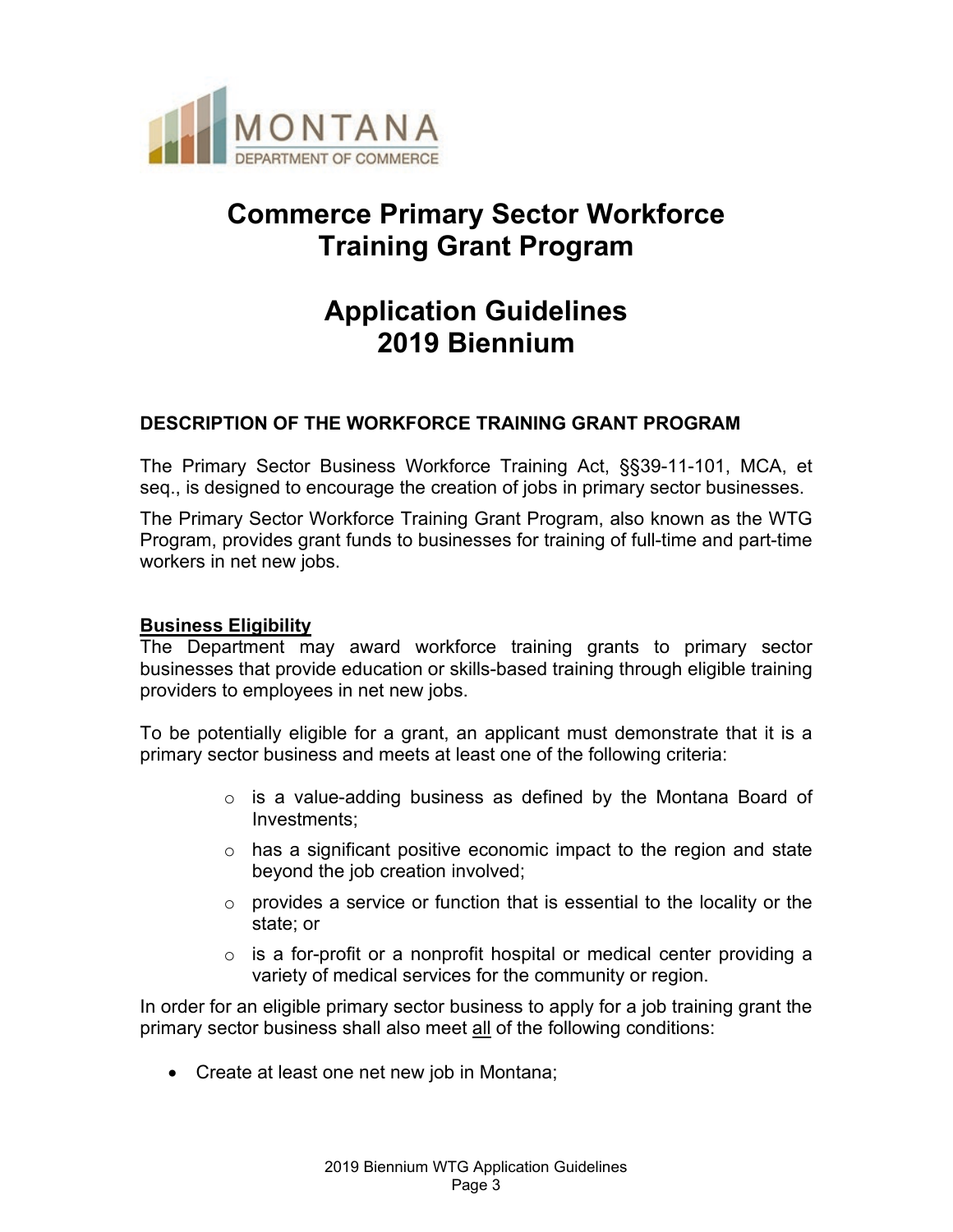MONTANA
DEPARTMENT OF COMMERCE

# Commerce Primary Sector Workforce Training Grant Program

# Application Guidelines 2019 Biennium

## DESCRIPTION OF THE WORKFORCE TRAINING GRANT PROGRAM

The Primary Sector Business Workforce Training Act, §§39-11-101, MCA, et seq., is designed to encourage the creation of jobs in primary sector businesses.

The Primary Sector Workforce Training Grant Program, also known as the WTG Program, provides grant funds to businesses for training of full-time and part-time workers in net new jobs.

### Business Eligibility

The Department may award workforce training grants to primary sector businesses that provide education or skills-based training through eligible training providers to employees in net new jobs.

To be potentially eligible for a grant, an applicant must demonstrate that it is a primary sector business and meets at least one of the following criteria:

- is a value-adding business as defined by the Montana Board of Investments;
- has a significant positive economic impact to the region and state beyond the job creation involved;
- provides a service or function that is essential to the locality or the state; or
- is a for-profit or a nonprofit hospital or medical center providing a variety of medical services for the community or region.

In order for an eligible primary sector business to apply for a job training grant the primary sector business shall also meet all of the following conditions:

- Create at least one net new job in Montana;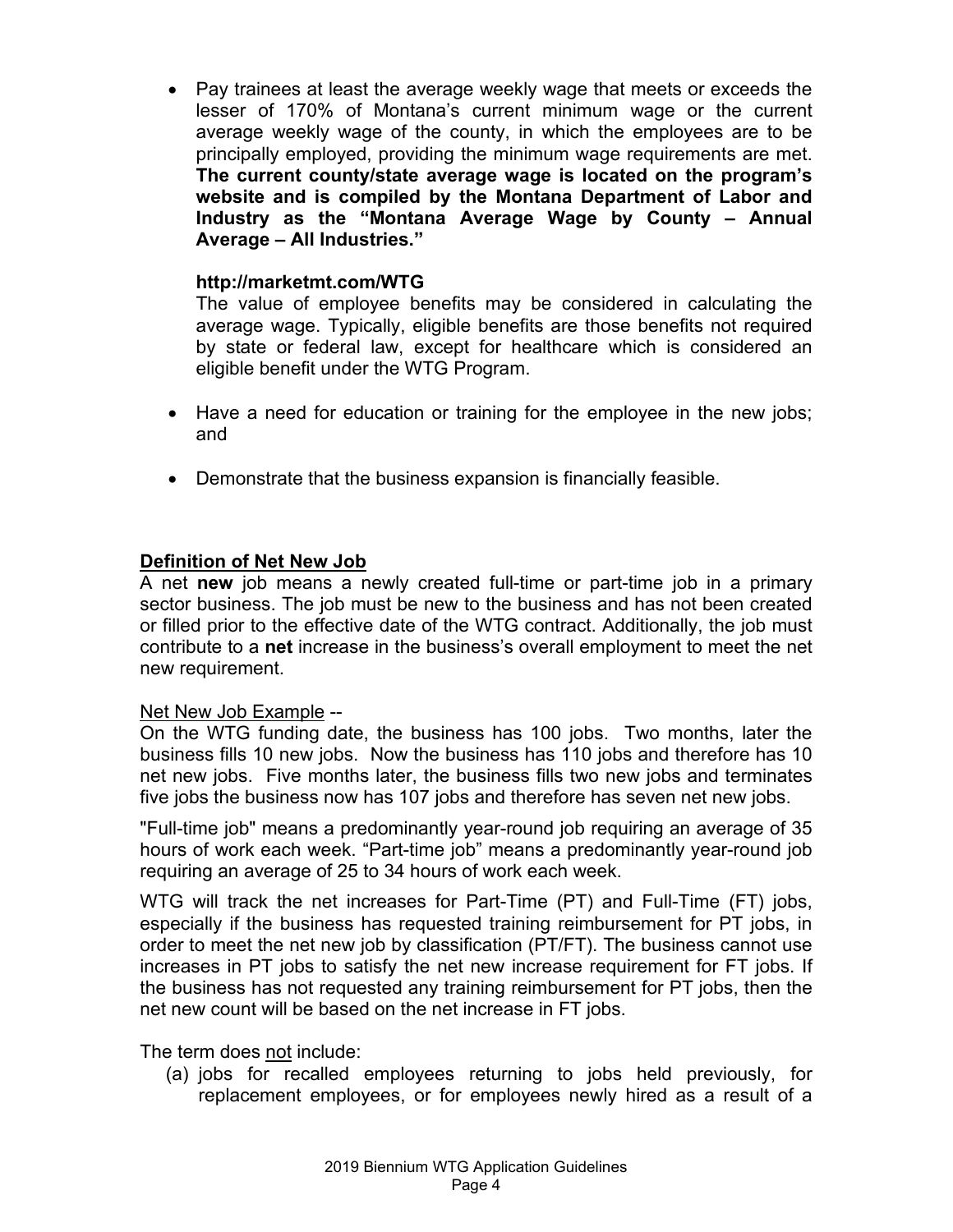- Pay trainees at least the average weekly wage that meets or exceeds the lesser of 170% of Montana's current minimum wage or the current average weekly wage of the county, in which the employees are to be principally employed, providing the minimum wage requirements are met. **The current county/state average wage is located on the program's website and is compiled by the Montana Department of Labor and Industry as the "Montana Average Wage by County – Annual Average – All Industries."**

  **http://marketmt.com/WTG**
  The value of employee benefits may be considered in calculating the average wage. Typically, eligible benefits are those benefits not required by state or federal law, except for healthcare which is considered an eligible benefit under the WTG Program.

- Have a need for education or training for the employee in the new jobs; and

- Demonstrate that the business expansion is financially feasible.

**Definition of Net New Job**

A net **new** job means a newly created full-time or part-time job in a primary sector business. The job must be new to the business and has not been created or filled prior to the effective date of the WTG contract. Additionally, the job must contribute to a **net** increase in the business's overall employment to meet the net new requirement.

Net New Job Example --
On the WTG funding date, the business has 100 jobs. Two months, later the business fills 10 new jobs. Now the business has 110 jobs and therefore has 10 net new jobs. Five months later, the business fills two new jobs and terminates five jobs the business now has 107 jobs and therefore has seven net new jobs.

"Full-time job" means a predominantly year-round job requiring an average of 35 hours of work each week. "Part-time job" means a predominantly year-round job requiring an average of 25 to 34 hours of work each week.

WTG will track the net increases for Part-Time (PT) and Full-Time (FT) jobs, especially if the business has requested training reimbursement for PT jobs, in order to meet the net new job by classification (PT/FT). The business cannot use increases in PT jobs to satisfy the net new increase requirement for FT jobs. If the business has not requested any training reimbursement for PT jobs, then the net new count will be based on the net increase in FT jobs.

The term does not include:

(a) jobs for recalled employees returning to jobs held previously, for replacement employees, or for employees newly hired as a result of a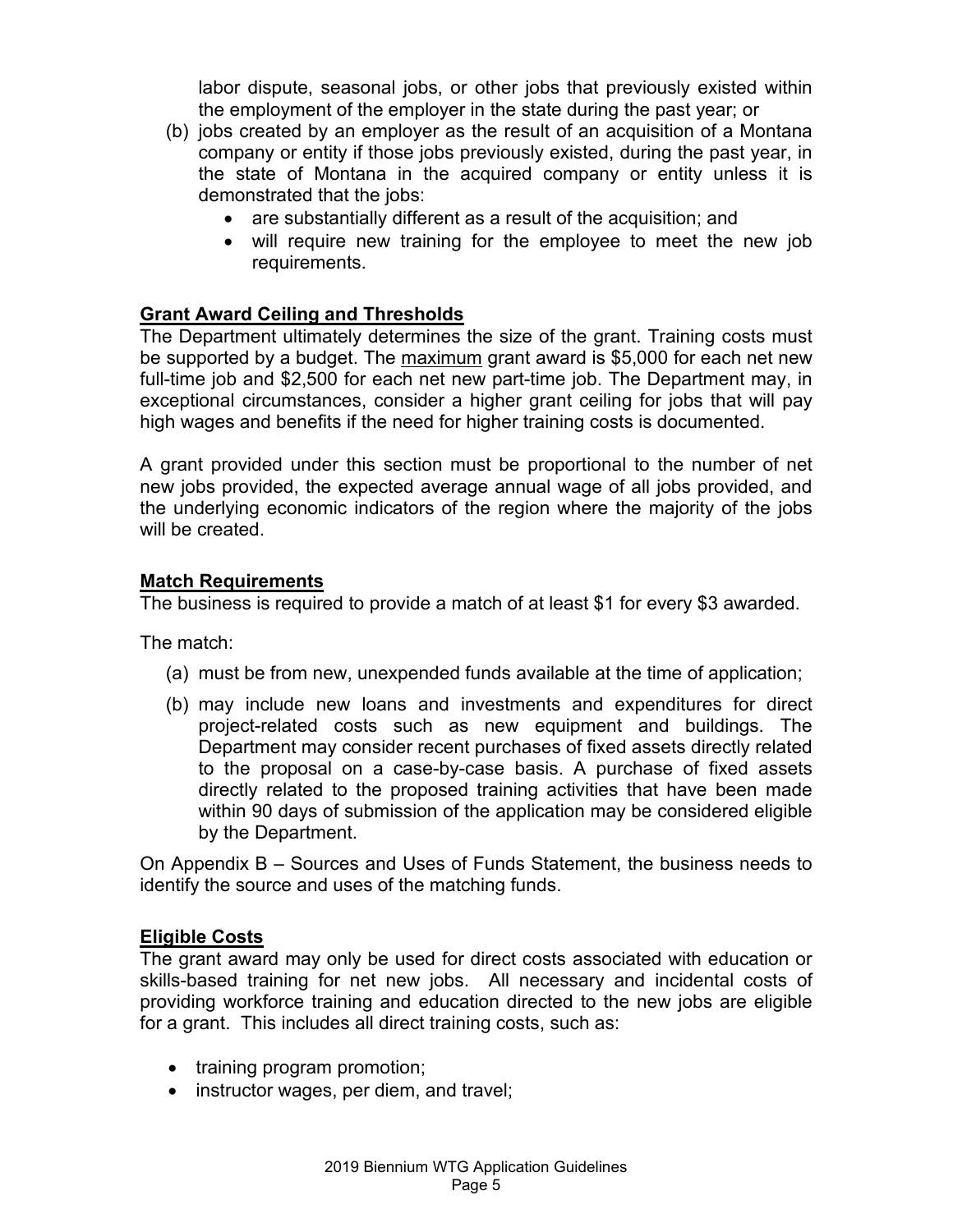labor dispute, seasonal jobs, or other jobs that previously existed within the employment of the employer in the state during the past year; or

(b) jobs created by an employer as the result of an acquisition of a Montana company or entity if those jobs previously existed, during the past year, in the state of Montana in the acquired company or entity unless it is demonstrated that the jobs:
   - are substantially different as a result of the acquisition; and
   - will require new training for the employee to meet the new job requirements.

**Grant Award Ceiling and Thresholds**

The Department ultimately determines the size of the grant. Training costs must be supported by a budget. The maximum grant award is $5,000 for each net new full-time job and $2,500 for each net new part-time job. The Department may, in exceptional circumstances, consider a higher grant ceiling for jobs that will pay high wages and benefits if the need for higher training costs is documented.

A grant provided under this section must be proportional to the number of net new jobs provided, the expected average annual wage of all jobs provided, and the underlying economic indicators of the region where the majority of the jobs will be created.

**Match Requirements**

The business is required to provide a match of at least $1 for every $3 awarded.

The match:

(a) must be from new, unexpended funds available at the time of application;

(b) may include new loans and investments and expenditures for direct project-related costs such as new equipment and buildings. The Department may consider recent purchases of fixed assets directly related to the proposal on a case-by-case basis. A purchase of fixed assets directly related to the proposed training activities that have been made within 90 days of submission of the application may be considered eligible by the Department.

On Appendix B – Sources and Uses of Funds Statement, the business needs to identify the source and uses of the matching funds.

**Eligible Costs**

The grant award may only be used for direct costs associated with education or skills-based training for net new jobs. All necessary and incidental costs of providing workforce training and education directed to the new jobs are eligible for a grant. This includes all direct training costs, such as:

- training program promotion;
- instructor wages, per diem, and travel;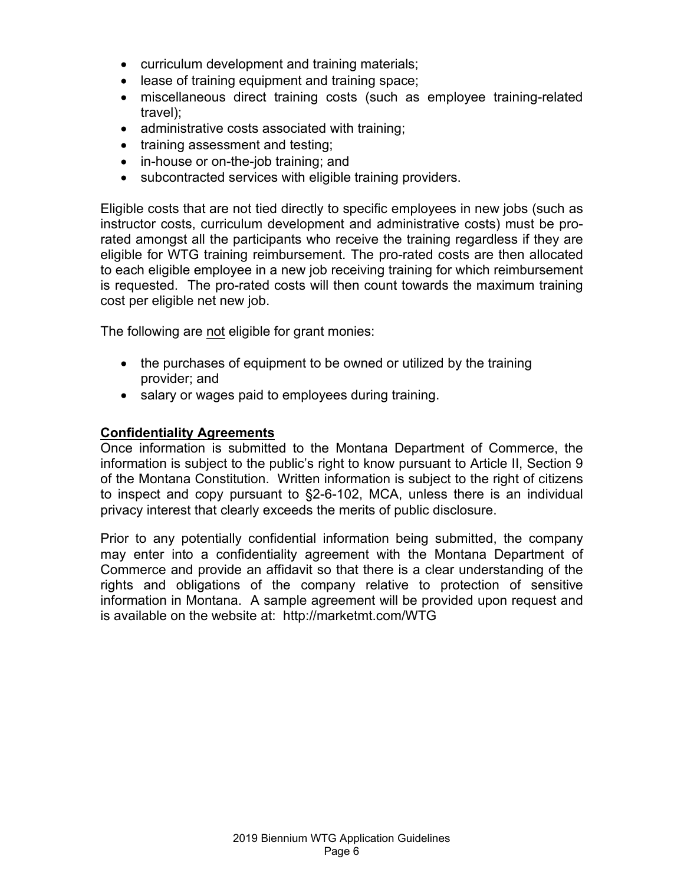- curriculum development and training materials;
- lease of training equipment and training space;
- miscellaneous direct training costs (such as employee training-related travel);
- administrative costs associated with training;
- training assessment and testing;
- in-house or on-the-job training; and
- subcontracted services with eligible training providers.

Eligible costs that are not tied directly to specific employees in new jobs (such as instructor costs, curriculum development and administrative costs) must be pro-rated amongst all the participants who receive the training regardless if they are eligible for WTG training reimbursement. The pro-rated costs are then allocated to each eligible employee in a new job receiving training for which reimbursement is requested. The pro-rated costs will then count towards the maximum training cost per eligible net new job.

The following are <u>not</u> eligible for grant monies:

- the purchases of equipment to be owned or utilized by the training provider; and
- salary or wages paid to employees during training.

## Confidentiality Agreements

Once information is submitted to the Montana Department of Commerce, the information is subject to the public's right to know pursuant to Article II, Section 9 of the Montana Constitution. Written information is subject to the right of citizens to inspect and copy pursuant to §2-6-102, MCA, unless there is an individual privacy interest that clearly exceeds the merits of public disclosure.

Prior to any potentially confidential information being submitted, the company may enter into a confidentiality agreement with the Montana Department of Commerce and provide an affidavit so that there is a clear understanding of the rights and obligations of the company relative to protection of sensitive information in Montana. A sample agreement will be provided upon request and is available on the website at: http://marketmt.com/WTG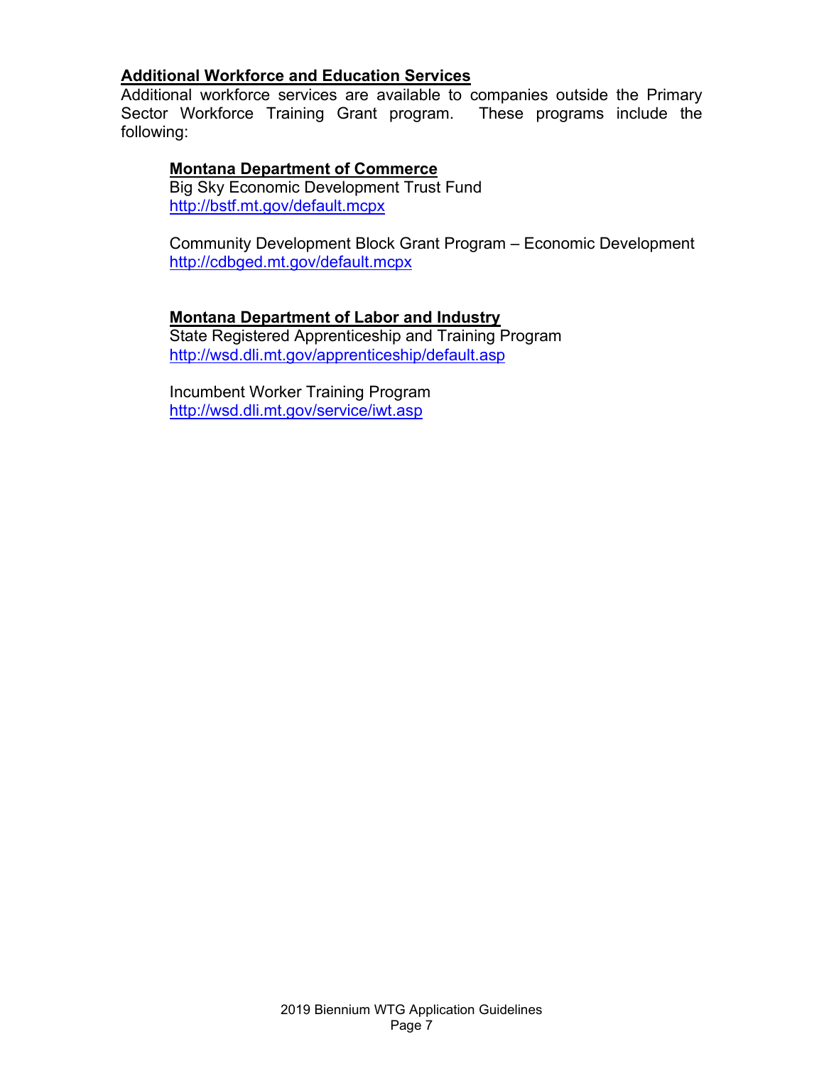## Additional Workforce and Education Services

Additional workforce services are available to companies outside the Primary Sector Workforce Training Grant program. These programs include the following:

### Montana Department of Commerce

Big Sky Economic Development Trust Fund
http://bstf.mt.gov/default.mcpx

Community Development Block Grant Program – Economic Development
http://cdbged.mt.gov/default.mcpx

### Montana Department of Labor and Industry

State Registered Apprenticeship and Training Program
http://wsd.dli.mt.gov/apprenticeship/default.asp

Incumbent Worker Training Program
http://wsd.dli.mt.gov/service/iwt.asp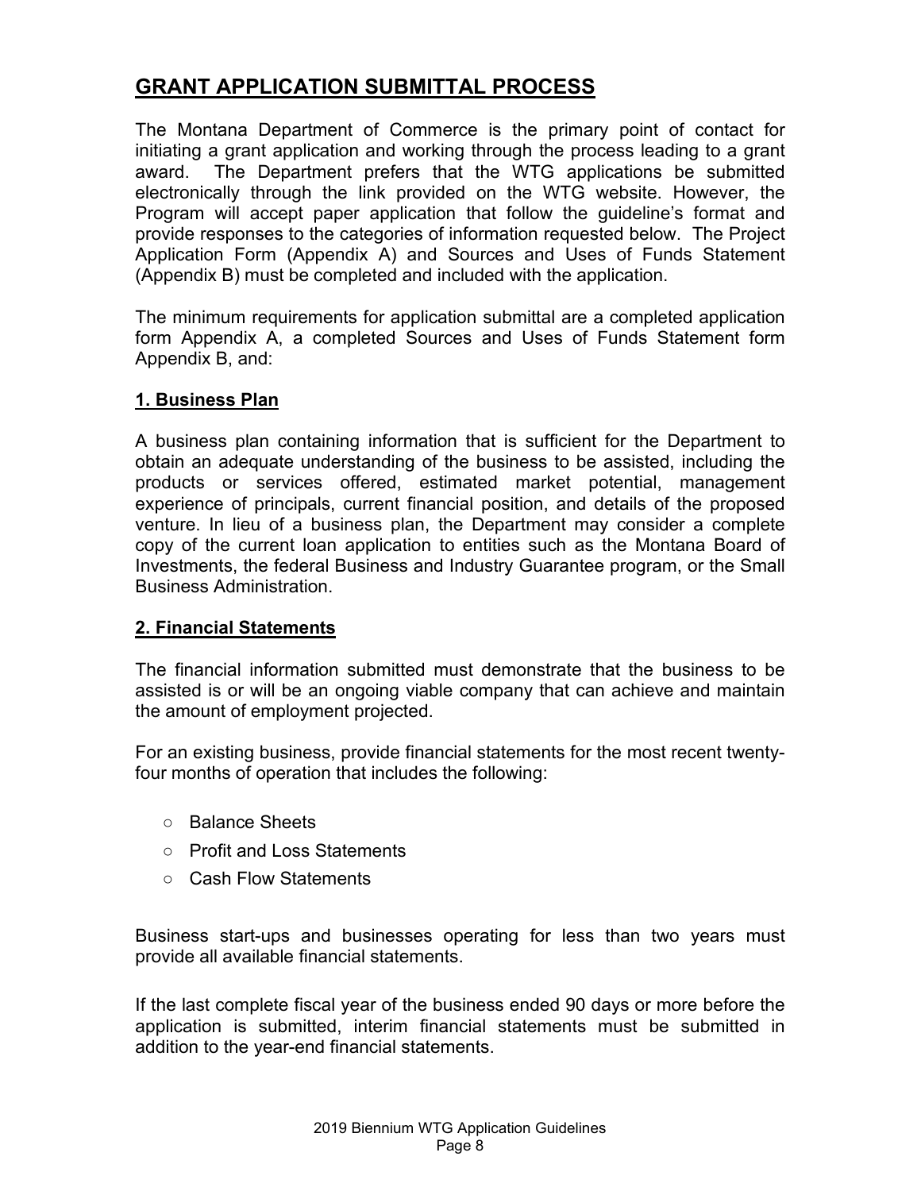## GRANT APPLICATION SUBMITTAL PROCESS

The Montana Department of Commerce is the primary point of contact for initiating a grant application and working through the process leading to a grant award. The Department prefers that the WTG applications be submitted electronically through the link provided on the WTG website. However, the Program will accept paper application that follow the guideline's format and provide responses to the categories of information requested below. The Project Application Form (Appendix A) and Sources and Uses of Funds Statement (Appendix B) must be completed and included with the application.

The minimum requirements for application submittal are a completed application form Appendix A, a completed Sources and Uses of Funds Statement form Appendix B, and:

### 1. Business Plan

A business plan containing information that is sufficient for the Department to obtain an adequate understanding of the business to be assisted, including the products or services offered, estimated market potential, management experience of principals, current financial position, and details of the proposed venture. In lieu of a business plan, the Department may consider a complete copy of the current loan application to entities such as the Montana Board of Investments, the federal Business and Industry Guarantee program, or the Small Business Administration.

### 2. Financial Statements

The financial information submitted must demonstrate that the business to be assisted is or will be an ongoing viable company that can achieve and maintain the amount of employment projected.

For an existing business, provide financial statements for the most recent twenty-four months of operation that includes the following:

- Balance Sheets
- Profit and Loss Statements
- Cash Flow Statements

Business start-ups and businesses operating for less than two years must provide all available financial statements.

If the last complete fiscal year of the business ended 90 days or more before the application is submitted, interim financial statements must be submitted in addition to the year-end financial statements.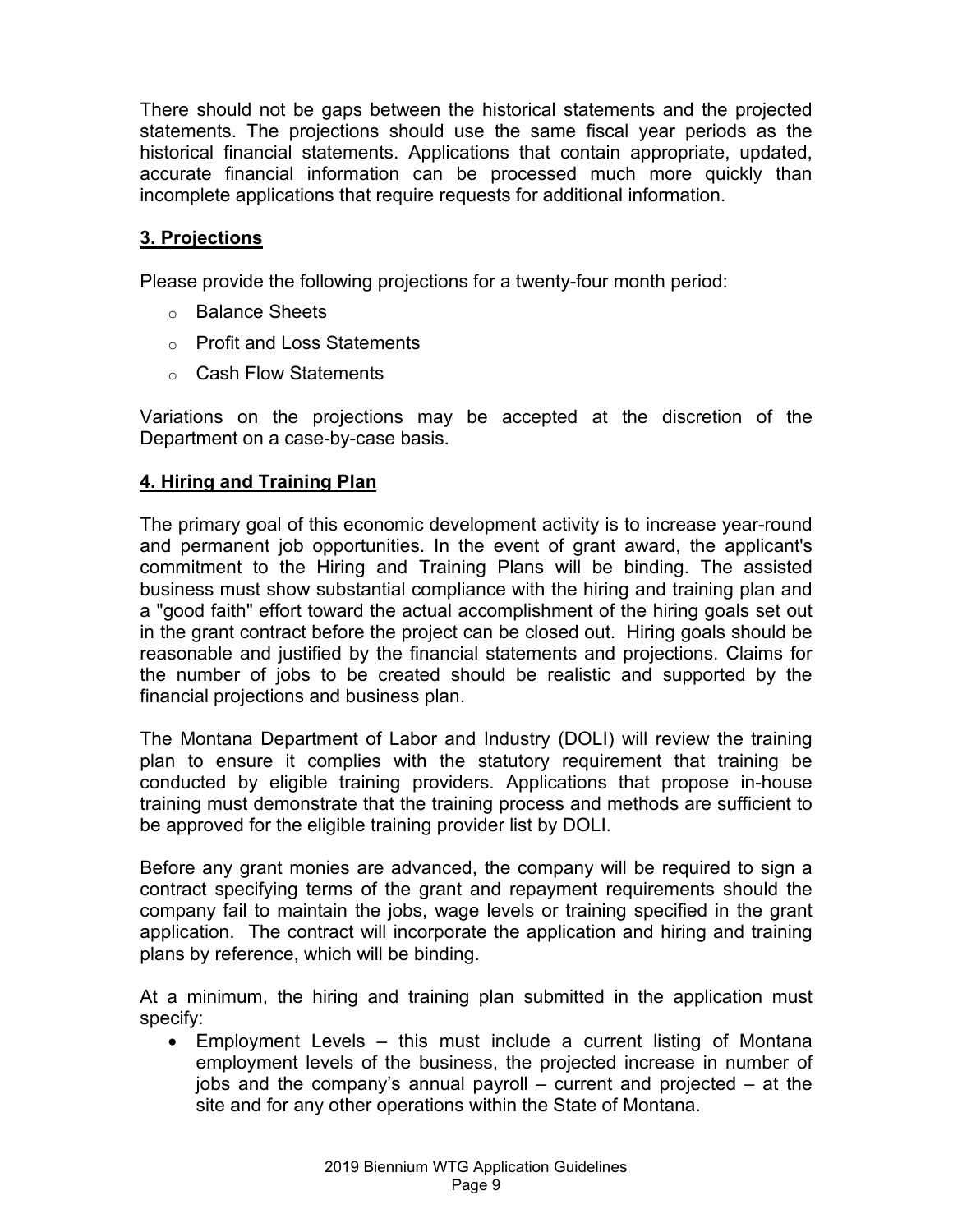There should not be gaps between the historical statements and the projected statements. The projections should use the same fiscal year periods as the historical financial statements. Applications that contain appropriate, updated, accurate financial information can be processed much more quickly than incomplete applications that require requests for additional information.

## 3. Projections

Please provide the following projections for a twenty-four month period:

- Balance Sheets
- Profit and Loss Statements
- Cash Flow Statements

Variations on the projections may be accepted at the discretion of the Department on a case-by-case basis.

## 4. Hiring and Training Plan

The primary goal of this economic development activity is to increase year-round and permanent job opportunities. In the event of grant award, the applicant's commitment to the Hiring and Training Plans will be binding. The assisted business must show substantial compliance with the hiring and training plan and a "good faith" effort toward the actual accomplishment of the hiring goals set out in the grant contract before the project can be closed out. Hiring goals should be reasonable and justified by the financial statements and projections. Claims for the number of jobs to be created should be realistic and supported by the financial projections and business plan.

The Montana Department of Labor and Industry (DOLI) will review the training plan to ensure it complies with the statutory requirement that training be conducted by eligible training providers. Applications that propose in-house training must demonstrate that the training process and methods are sufficient to be approved for the eligible training provider list by DOLI.

Before any grant monies are advanced, the company will be required to sign a contract specifying terms of the grant and repayment requirements should the company fail to maintain the jobs, wage levels or training specified in the grant application. The contract will incorporate the application and hiring and training plans by reference, which will be binding.

At a minimum, the hiring and training plan submitted in the application must specify:

- Employment Levels – this must include a current listing of Montana employment levels of the business, the projected increase in number of jobs and the company's annual payroll – current and projected – at the site and for any other operations within the State of Montana.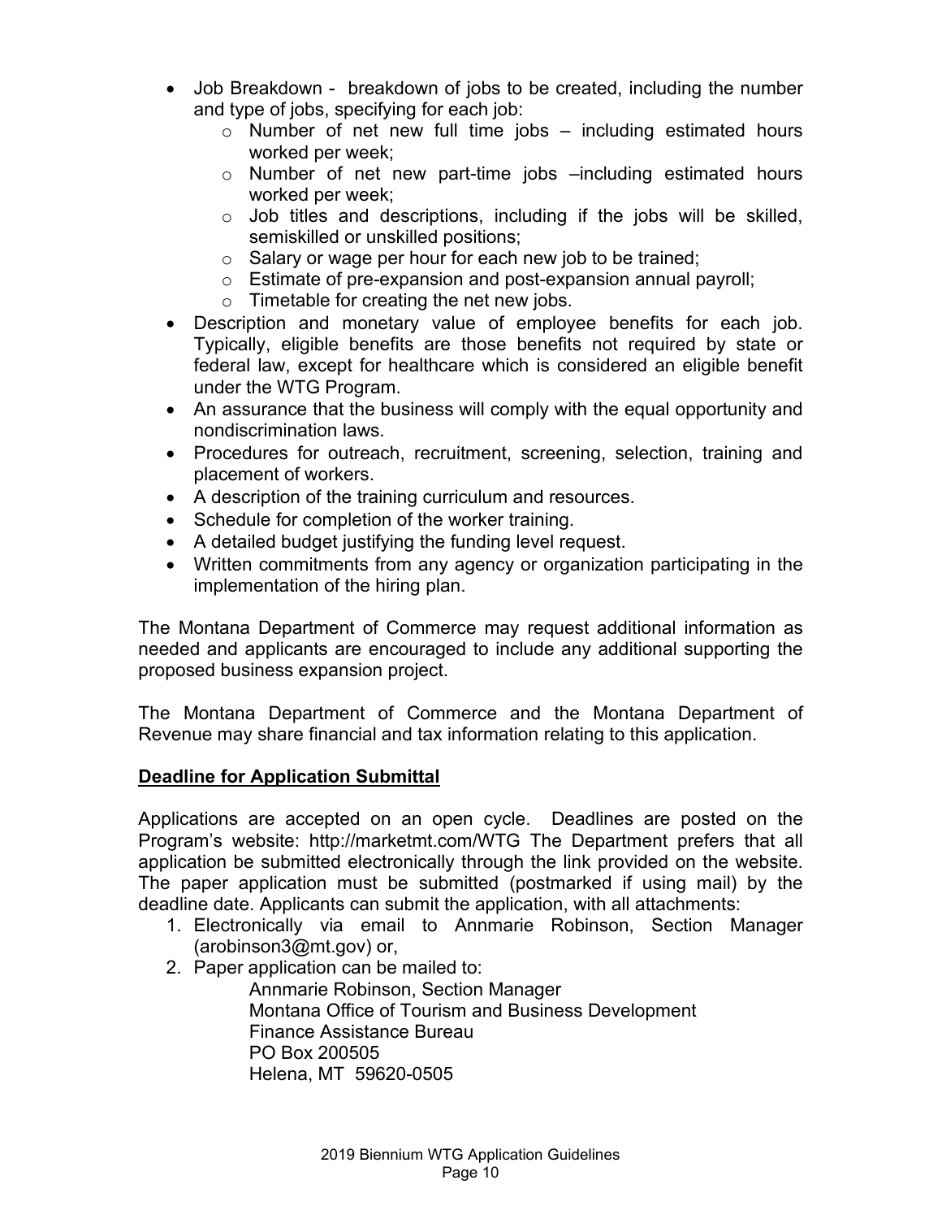- Job Breakdown - breakdown of jobs to be created, including the number and type of jobs, specifying for each job:
  - Number of net new full time jobs – including estimated hours worked per week;
  - Number of net new part-time jobs –including estimated hours worked per week;
  - Job titles and descriptions, including if the jobs will be skilled, semiskilled or unskilled positions;
  - Salary or wage per hour for each new job to be trained;
  - Estimate of pre-expansion and post-expansion annual payroll;
  - Timetable for creating the net new jobs.
- Description and monetary value of employee benefits for each job. Typically, eligible benefits are those benefits not required by state or federal law, except for healthcare which is considered an eligible benefit under the WTG Program.
- An assurance that the business will comply with the equal opportunity and nondiscrimination laws.
- Procedures for outreach, recruitment, screening, selection, training and placement of workers.
- A description of the training curriculum and resources.
- Schedule for completion of the worker training.
- A detailed budget justifying the funding level request.
- Written commitments from any agency or organization participating in the implementation of the hiring plan.

The Montana Department of Commerce may request additional information as needed and applicants are encouraged to include any additional supporting the proposed business expansion project.

The Montana Department of Commerce and the Montana Department of Revenue may share financial and tax information relating to this application.

**Deadline for Application Submittal**

Applications are accepted on an open cycle. Deadlines are posted on the Program's website: http://marketmt.com/WTG The Department prefers that all application be submitted electronically through the link provided on the website. The paper application must be submitted (postmarked if using mail) by the deadline date. Applicants can submit the application, with all attachments:

1. Electronically via email to Annmarie Robinson, Section Manager (arobinson3@mt.gov) or,
2. Paper application can be mailed to:

   Annmarie Robinson, Section Manager
   Montana Office of Tourism and Business Development
   Finance Assistance Bureau
   PO Box 200505
   Helena, MT 59620-0505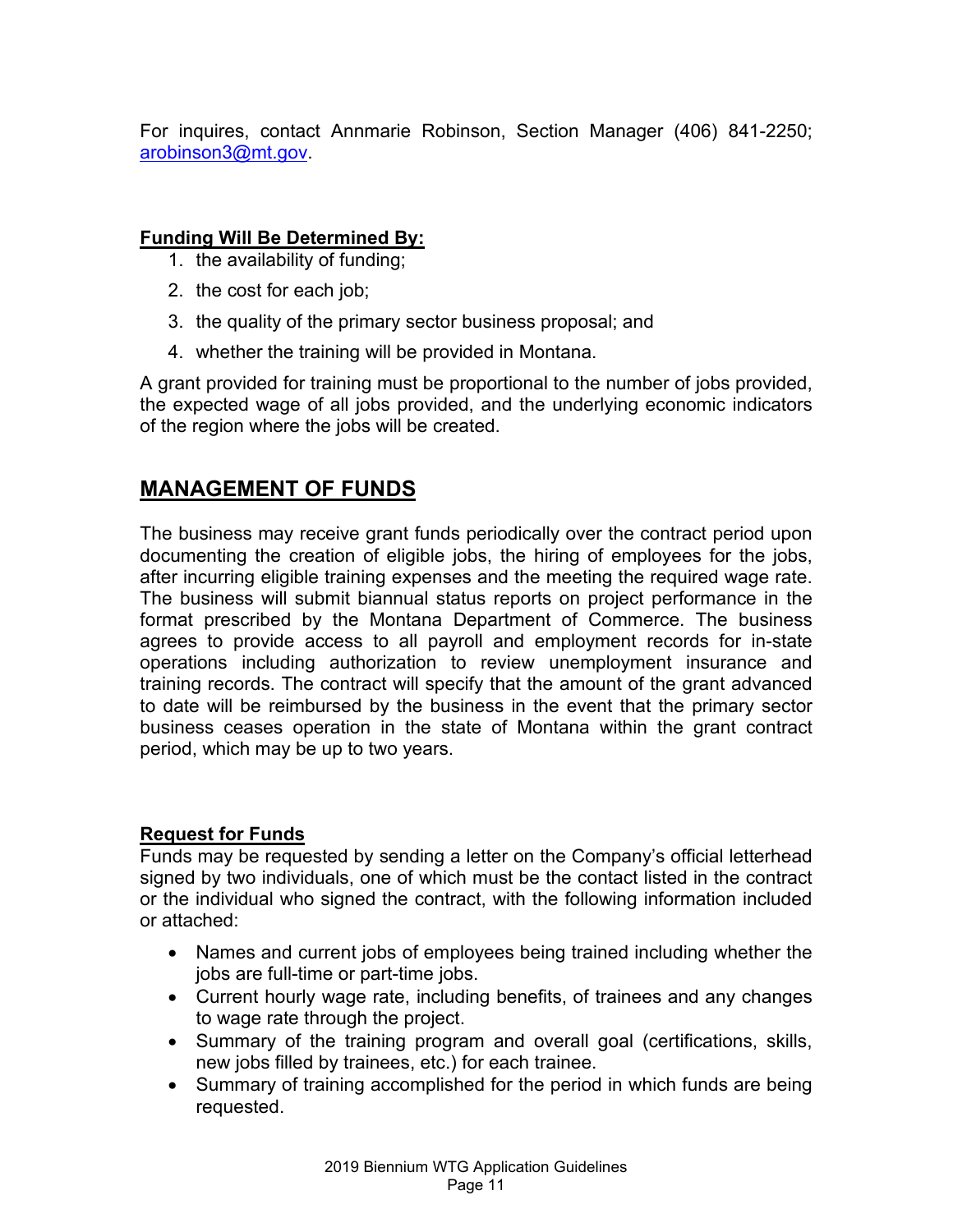For inquires, contact Annmarie Robinson, Section Manager (406) 841-2250; [arobinson3@mt.gov](mailto:arobinson3@mt.gov).

**Funding Will Be Determined By:**

1. the availability of funding;
2. the cost for each job;
3. the quality of the primary sector business proposal; and
4. whether the training will be provided in Montana.

A grant provided for training must be proportional to the number of jobs provided, the expected wage of all jobs provided, and the underlying economic indicators of the region where the jobs will be created.

## MANAGEMENT OF FUNDS

The business may receive grant funds periodically over the contract period upon documenting the creation of eligible jobs, the hiring of employees for the jobs, after incurring eligible training expenses and the meeting the required wage rate. The business will submit biannual status reports on project performance in the format prescribed by the Montana Department of Commerce. The business agrees to provide access to all payroll and employment records for in-state operations including authorization to review unemployment insurance and training records. The contract will specify that the amount of the grant advanced to date will be reimbursed by the business in the event that the primary sector business ceases operation in the state of Montana within the grant contract period, which may be up to two years.

**Request for Funds**

Funds may be requested by sending a letter on the Company's official letterhead signed by two individuals, one of which must be the contact listed in the contract or the individual who signed the contract, with the following information included or attached:

- Names and current jobs of employees being trained including whether the jobs are full-time or part-time jobs.
- Current hourly wage rate, including benefits, of trainees and any changes to wage rate through the project.
- Summary of the training program and overall goal (certifications, skills, new jobs filled by trainees, etc.) for each trainee.
- Summary of training accomplished for the period in which funds are being requested.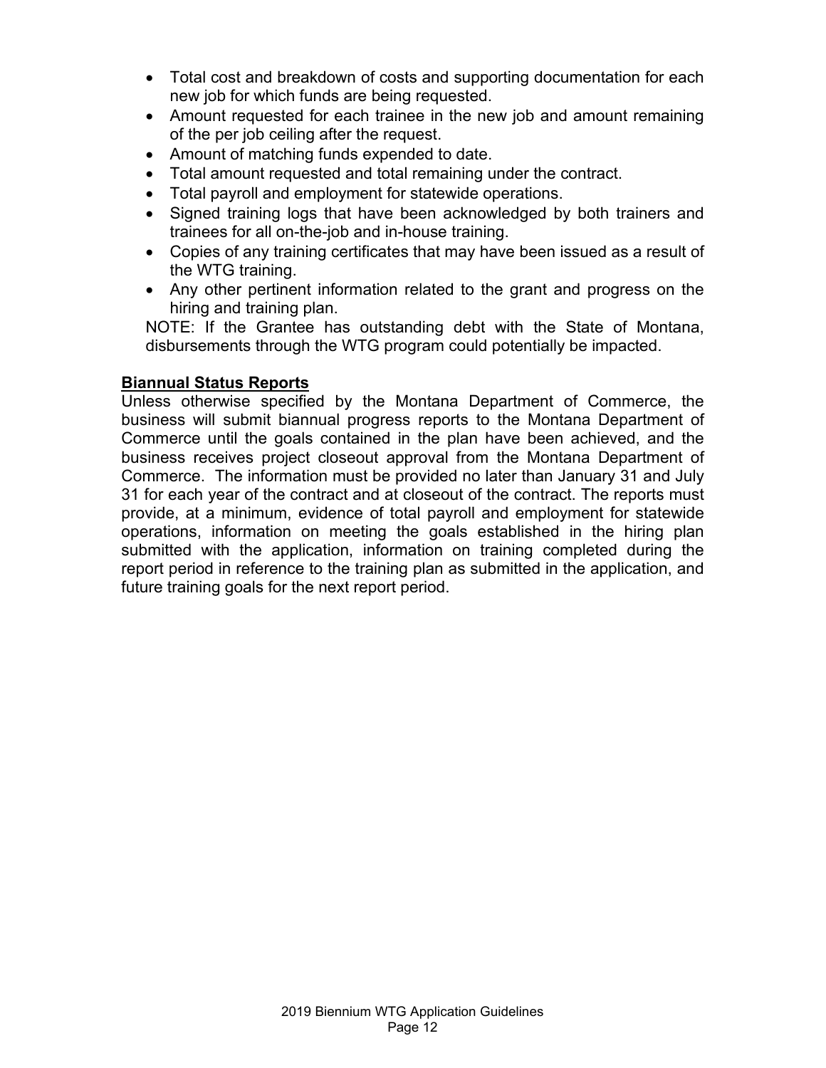- Total cost and breakdown of costs and supporting documentation for each new job for which funds are being requested.
- Amount requested for each trainee in the new job and amount remaining of the per job ceiling after the request.
- Amount of matching funds expended to date.
- Total amount requested and total remaining under the contract.
- Total payroll and employment for statewide operations.
- Signed training logs that have been acknowledged by both trainers and trainees for all on-the-job and in-house training.
- Copies of any training certificates that may have been issued as a result of the WTG training.
- Any other pertinent information related to the grant and progress on the hiring and training plan.

NOTE: If the Grantee has outstanding debt with the State of Montana, disbursements through the WTG program could potentially be impacted.

**Biannual Status Reports**

Unless otherwise specified by the Montana Department of Commerce, the business will submit biannual progress reports to the Montana Department of Commerce until the goals contained in the plan have been achieved, and the business receives project closeout approval from the Montana Department of Commerce. The information must be provided no later than January 31 and July 31 for each year of the contract and at closeout of the contract. The reports must provide, at a minimum, evidence of total payroll and employment for statewide operations, information on meeting the goals established in the hiring plan submitted with the application, information on training completed during the report period in reference to the training plan as submitted in the application, and future training goals for the next report period.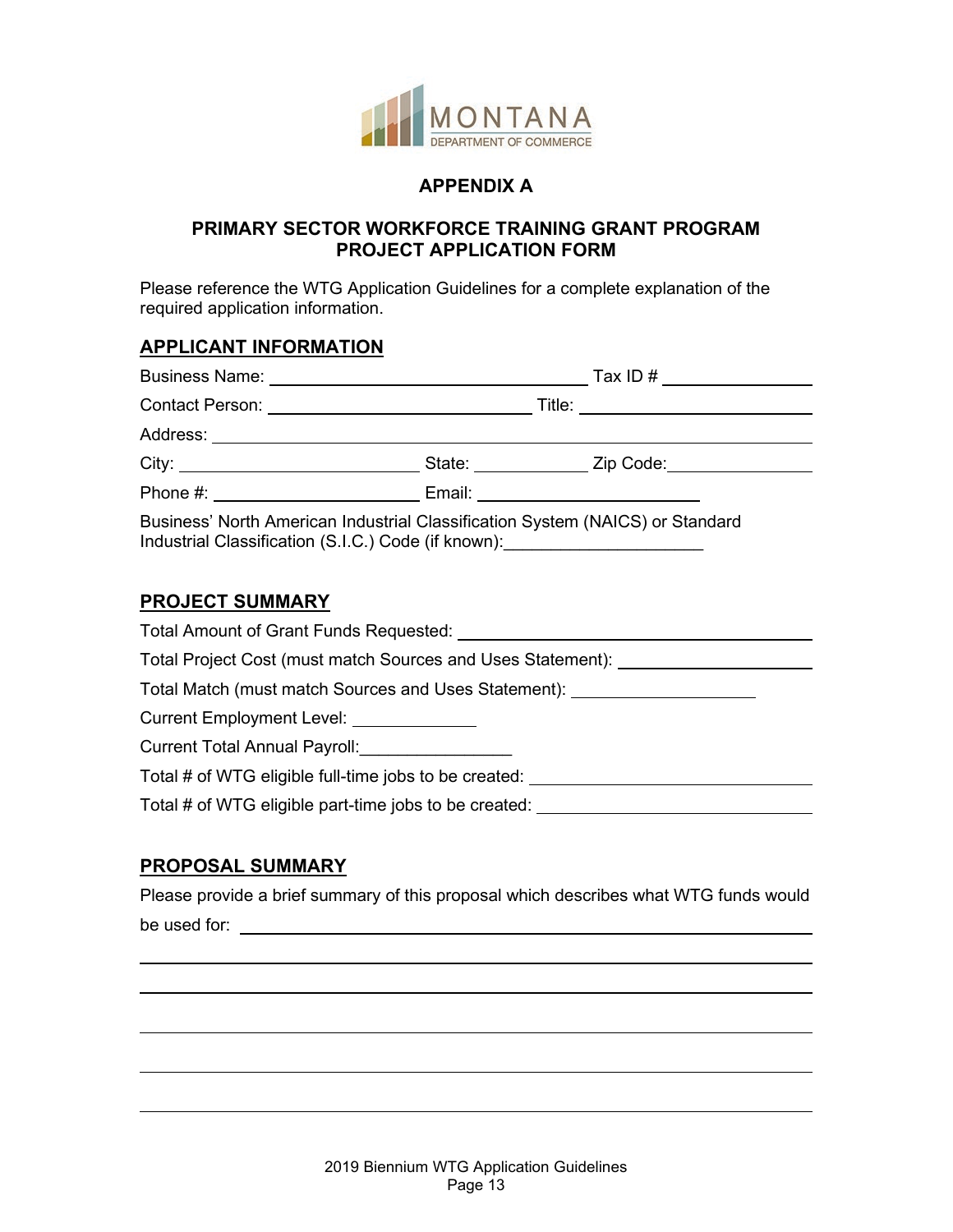MONTANA
DEPARTMENT OF COMMERCE

## APPENDIX A

## PRIMARY SECTOR WORKFORCE TRAINING GRANT PROGRAM
## PROJECT APPLICATION FORM

Please reference the WTG Application Guidelines for a complete explanation of the required application information.

### APPLICANT INFORMATION

Business Name: ______________________________ Tax ID # ______________

Contact Person: ________________________ Title: ______________________

Address: ______________________________________________________

City: ______________________ State: ___________ Zip Code: _____________

Phone #: ____________________ Email: ______________________

Business' North American Industrial Classification System (NAICS) or Standard Industrial Classification (S.I.C.) Code (if known): ____________________

### PROJECT SUMMARY

Total Amount of Grant Funds Requested: ______________________________

Total Project Cost (must match Sources and Uses Statement): ____________________

Total Match (must match Sources and Uses Statement): __________________

Current Employment Level: ____________

Current Total Annual Payroll: _______________

Total # of WTG eligible full-time jobs to be created: ____________________________

Total # of WTG eligible part-time jobs to be created: ____________________________

### PROPOSAL SUMMARY

Please provide a brief summary of this proposal which describes what WTG funds would be used for: ______________________________________________________

______________________________________________________________________

______________________________________________________________________

______________________________________________________________________

______________________________________________________________________

______________________________________________________________________

2019 Biennium WTG Application Guidelines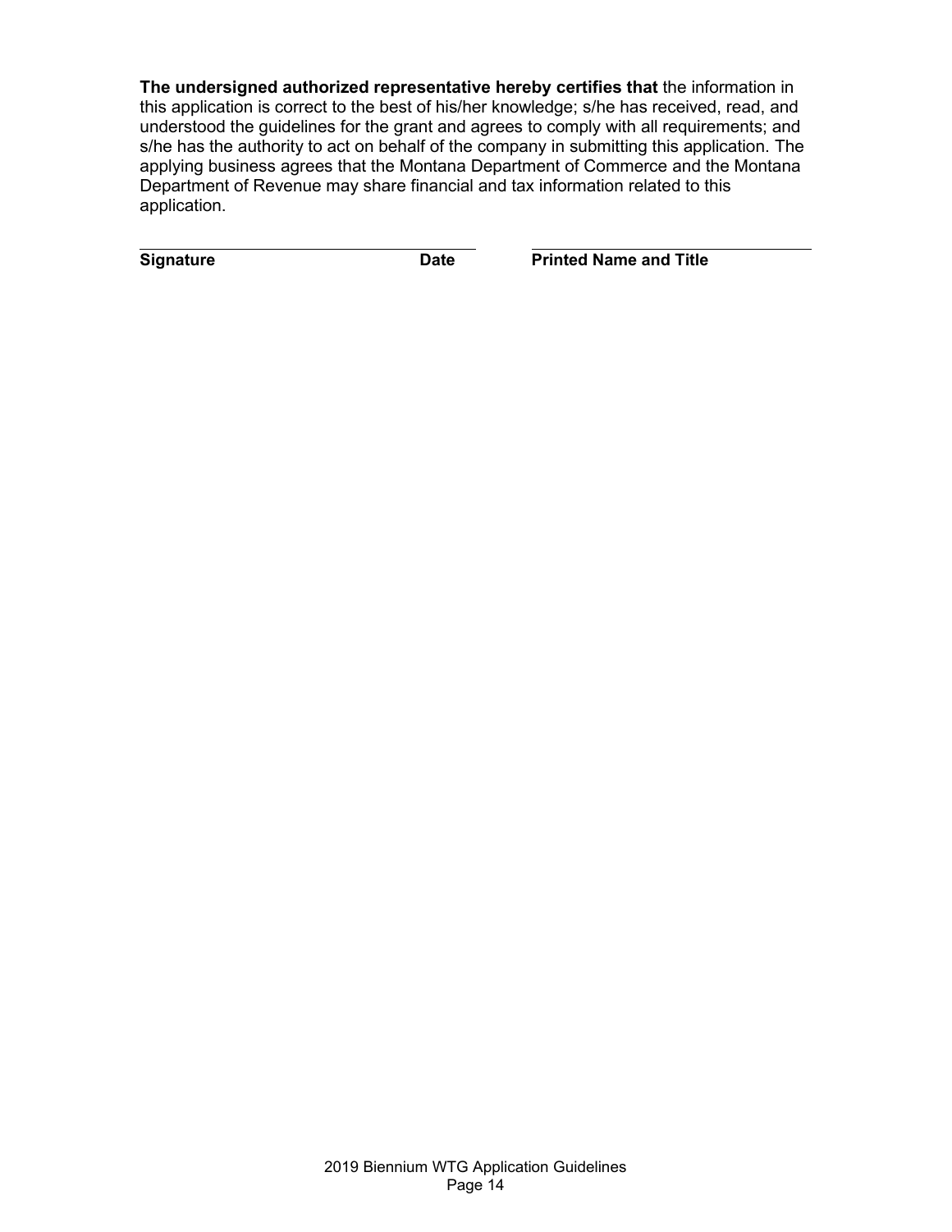**The undersigned authorized representative hereby certifies that** the information in this application is correct to the best of his/her knowledge; s/he has received, read, and understood the guidelines for the grant and agrees to comply with all requirements; and s/he has the authority to act on behalf of the company in submitting this application. The applying business agrees that the Montana Department of Commerce and the Montana Department of Revenue may share financial and tax information related to this application.

| | | |
|---|---|---|
| ______________________________ | | ______________________________ |
| **Signature** | **Date** | **Printed Name and Title** |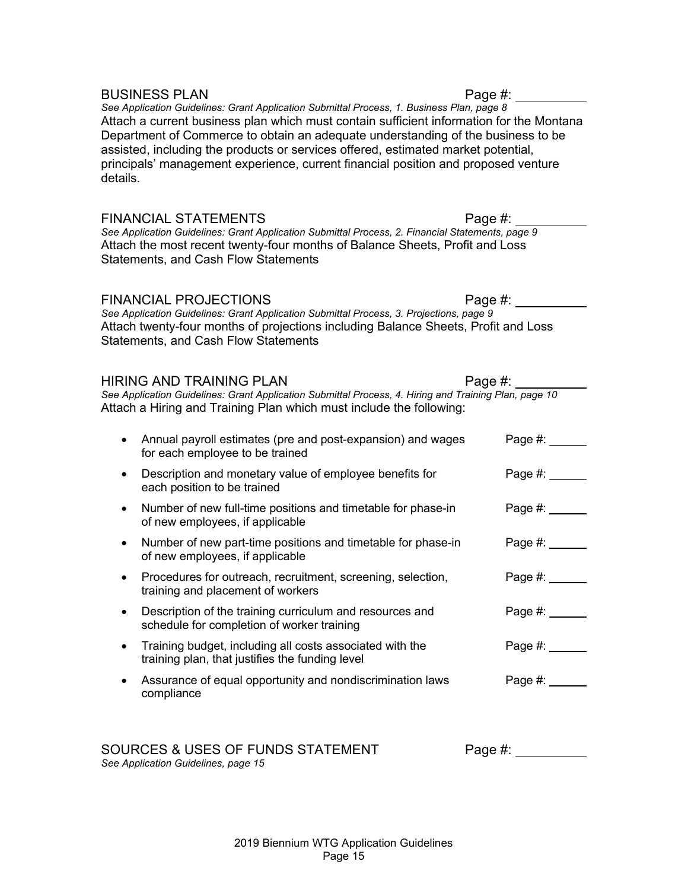BUSINESS PLAN Page #: __________

*See Application Guidelines: Grant Application Submittal Process, 1. Business Plan, page 8*

Attach a current business plan which must contain sufficient information for the Montana Department of Commerce to obtain an adequate understanding of the business to be assisted, including the products or services offered, estimated market potential, principals' management experience, current financial position and proposed venture details.

FINANCIAL STATEMENTS Page #: __________

*See Application Guidelines: Grant Application Submittal Process, 2. Financial Statements, page 9*

Attach the most recent twenty-four months of Balance Sheets, Profit and Loss Statements, and Cash Flow Statements

FINANCIAL PROJECTIONS Page #: __________

*See Application Guidelines: Grant Application Submittal Process, 3. Projections, page 9*

Attach twenty-four months of projections including Balance Sheets, Profit and Loss Statements, and Cash Flow Statements

HIRING AND TRAINING PLAN Page #: __________

*See Application Guidelines: Grant Application Submittal Process, 4. Hiring and Training Plan, page 10*

Attach a Hiring and Training Plan which must include the following:

- Annual payroll estimates (pre and post-expansion) and wages for each employee to be trained Page #: ______
- Description and monetary value of employee benefits for each position to be trained Page #: ______
- Number of new full-time positions and timetable for phase-in of new employees, if applicable Page #: ______
- Number of new part-time positions and timetable for phase-in of new employees, if applicable Page #: ______
- Procedures for outreach, recruitment, screening, selection, training and placement of workers Page #: ______
- Description of the training curriculum and resources and schedule for completion of worker training Page #: ______
- Training budget, including all costs associated with the training plan, that justifies the funding level Page #: ______
- Assurance of equal opportunity and nondiscrimination laws compliance Page #: ______

SOURCES & USES OF FUNDS STATEMENT Page #: __________

*See Application Guidelines, page 15*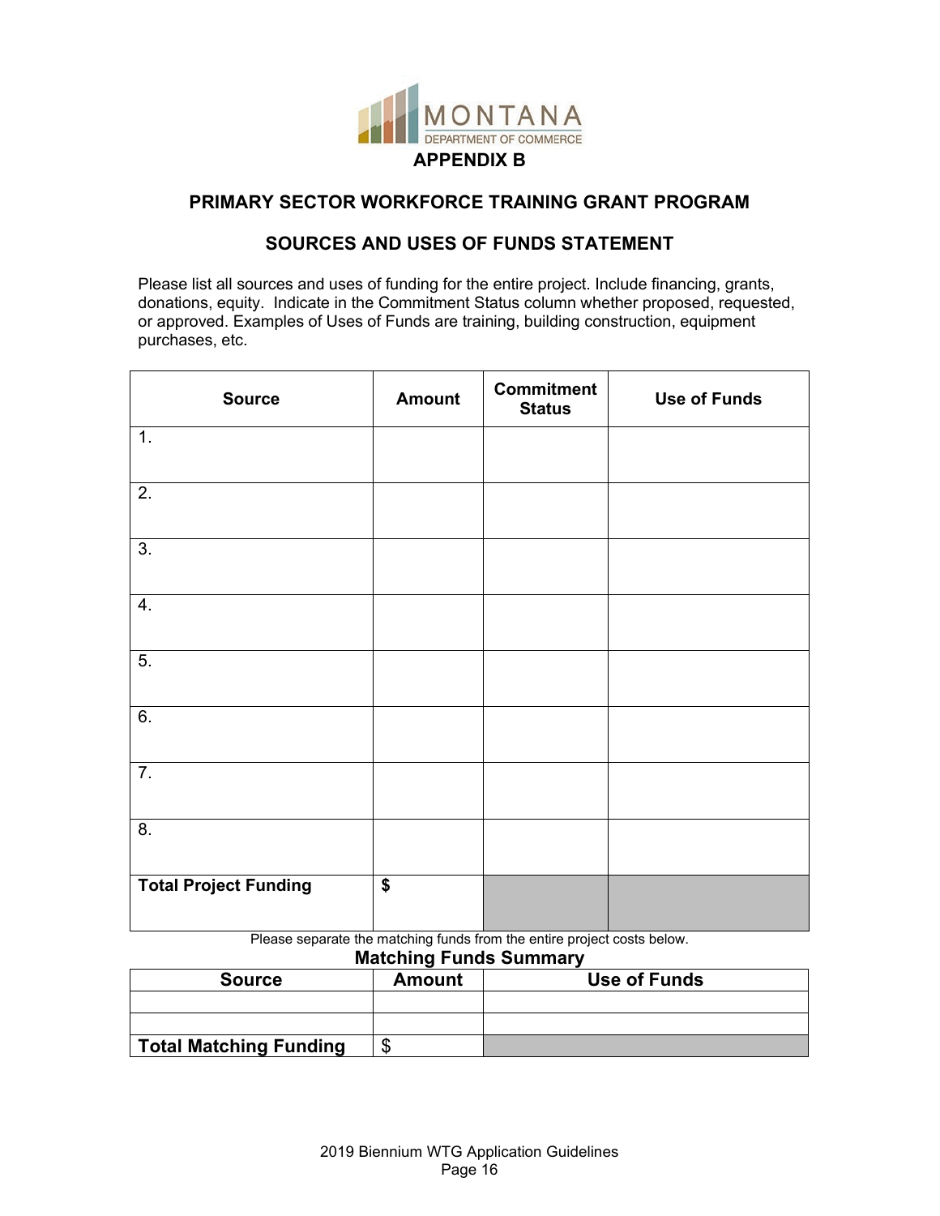MONTANA
DEPARTMENT OF COMMERCE

# APPENDIX B

## PRIMARY SECTOR WORKFORCE TRAINING GRANT PROGRAM

## SOURCES AND USES OF FUNDS STATEMENT

Please list all sources and uses of funding for the entire project. Include financing, grants, donations, equity. Indicate in the Commitment Status column whether proposed, requested, or approved. Examples of Uses of Funds are training, building construction, equipment purchases, etc.

| Source | Amount | Commitment Status | Use of Funds |
|---|---|---|---|
| 1. | | | |
| 2. | | | |
| 3. | | | |
| 4. | | | |
| 5. | | | |
| 6. | | | |
| 7. | | | |
| 8. | | | |
| **Total Project Funding** | **$** | | |

Please separate the matching funds from the entire project costs below.

**Matching Funds Summary**

| Source | Amount | Use of Funds |
|---|---|---|
| | | |
| | | |
| **Total Matching Funding** | $ | |

2019 Biennium WTG Application Guidelines